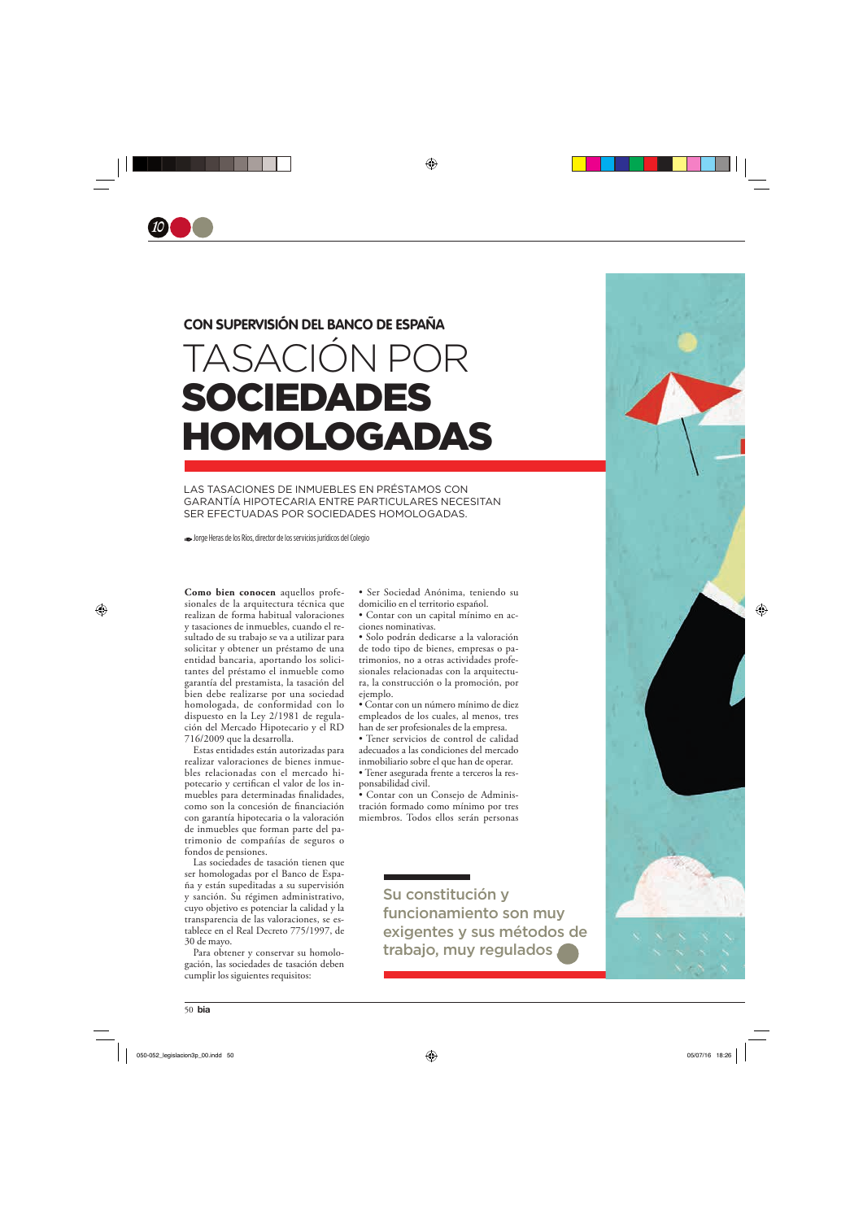### CON SUPERVISIÓN DEL BANCO DE ESPAÑA

# TASACIÓN POR **SOCIEDADES HOMOLOGADAS**

LAS TASACIONES DE INMUEBLES EN PRÉSTAMOS CON GARANTÍA HIPOTECARIA ENTRE PARTICULARES NECESITAN SER EFECTUADAS POR SOCIEDADES HOMOLOGADAS.

Jorge Heras de los Ríos, director de los servicios jurídicos del Colegio

**Como bien conocen** aquellos profesionales de la arquitectura técnica que realizan de forma habitual valoraciones y tasaciones de inmuebles, cuando el resultado de su trabajo se va a utilizar para solicitar y obtener un préstamo de una entidad bancaria, aportando los solicitantes del préstamo el inmueble como garantía del prestamista, la tasación del bien debe realizarse por una sociedad homologada, de conformidad con lo dispuesto en la Ley 2/1981 de regulación del Mercado Hipotecario y el RD 716/2009 que la desarrolla.

Estas entidades están autorizadas para realizar valoraciones de bienes inmuebles relacionadas con el mercado hipotecario y certifican el valor de los inmuebles para determinadas finalidades, como son la concesión de financiación con garantía hipotecaria o la valoración de inmuebles que forman parte del patrimonio de compañías de seguros o fondos de pensiones.

Las sociedades de tasación tienen que ser homologadas por el Banco de España y están supeditadas a su supervisión y sanción. Su régimen administrativo, cuyo objetivo es potenciar la calidad y la transparencia de las valoraciones, se establece en el Real Decreto 775/1997, de 30 de mayo.

Para obtener y conservar su homologación, las sociedades de tasación deben cumplir los siguientes requisitos:

- Ser Sociedad Anónima, teniendo su domicilio en el territorio español.
- Contar con un capital mínimo en acciones nominativas.
- Solo podrán dedicarse a la valoración de todo tipo de bienes, empresas o patrimonios, no a otras actividades profesionales relacionadas con la arquitectura, la construcción o la promoción, por ejemplo.
- Contar con un número mínimo de diez empleados de los cuales, al menos, tres han de ser profesionales de la empresa.
- Tener servicios de control de calidad adecuados a las condiciones del mercado inmobiliario sobre el que han de operar.
- Tener asegurada frente a terceros la responsabilidad civil.
- Contar con un Consejo de Administración formado como mínimo por tres miembros. Todos ellos serán personas

**Su constitución y funcionamiento son muy exigentes y sus métodos de trabajo, muy regulados**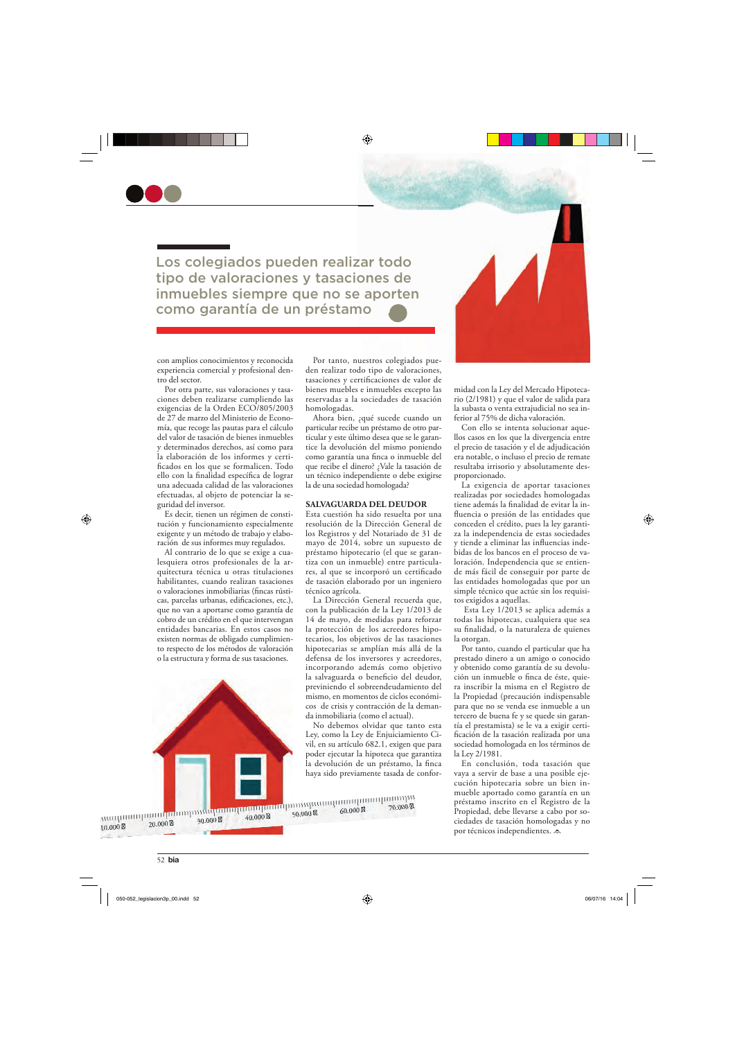> Los colegiados pueden realizar todo tipo de valoraciones y tasaciones de inmuebles siempre que no se aporten como garantía de un préstamo

con amplios conocimientos y reconocida experiencia comercial y profesional dentro del sector.

Por otra parte, sus valoraciones y tasaciones deben realizarse cumpliendo las exigencias de la Orden ECO/805/2003 de 27 de marzo del Ministerio de Economía, que recoge las pautas para el cálculo del valor de tasación de bienes inmuebles y determinados derechos, así como para la elaboración de los informes y certificados en los que se formalicen. Todo ello con la finalidad específica de lograr una adecuada calidad de las valoraciones efectuadas, al objeto de potenciar la seguridad del inversor.

Es decir, tienen un régimen de constitución y funcionamiento especialmente exigente y un método de trabajo y elaboración de sus informes muy regulados.

Al contrario de lo que se exige a cualesquiera otros profesionales de la arquitectura técnica u otras titulaciones habilitantes, cuando realizan tasaciones o valoraciones inmobiliarias (fincas rústicas, parcelas urbanas, edificaciones, etc.), que no van a aportarse como garantía de cobro de un crédito en el que intervengan entidades bancarias. En estos casos no existen normas de obligado cumplimiento respecto de los métodos de valoración o la estructura y forma de sus tasaciones.

Por tanto, nuestros colegiados pueden realizar todo tipo de valoraciones, tasaciones y certificaciones de valor de bienes muebles e inmuebles excepto las reservadas a la sociedades de tasación homologadas.

Ahora bien, ¿qué sucede cuando un particular recibe un préstamo de otro particular y este último desea que se le garantice la devolución del mismo poniendo como garantía una finca o inmueble del que recibe el dinero? ¿Vale la tasación de un técnico independiente o debe exigirse la de una sociedad homologada?

## SALVAGUARDA DEL DEUDOR

Esta cuestión ha sido resuelta por una resolución de la Dirección General de los Registros y del Notariado de 31 de mayo de 2014, sobre un supuesto de préstamo hipotecario (el que se garantiza con un inmueble) entre particulares, al que se incorporó un certificado de tasación elaborado por un ingeniero técnico agrícola.

La Dirección General recuerda que, con la publicación de la Ley 1/2013 de 14 de mayo, de medidas para reforzar la protección de los acreedores hipotecarios, los objetivos de las tasaciones hipotecarias se amplían más allá de la defensa de los inversores y acreedores, incorporando además como objetivo la salvaguarda o beneficio del deudor, previniendo el sobreendeudamiento del mismo, en momentos de ciclos económicos de crisis y contracción de la demanda inmobiliaria (como el actual).

No debemos olvidar que tanto esta Ley, como la Ley de Enjuiciamiento Civil, en su artículo 682.1, exigen que para poder ejecutar la hipoteca que garantiza la devolución de un préstamo, la finca haya sido previamente tasada de conformidad con la Ley del Mercado Hipotecario (2/1981) y que el valor de salida para la subasta o venta extrajudicial no sea inferior al 75% de dicha valoración.

Con ello se intenta solucionar aquellos casos en los que la divergencia entre el precio de tasación y el de adjudicación era notable, o incluso el precio de remate resultaba irrisorio y absolutamente desproporcionado.

La exigencia de aportar tasaciones realizadas por sociedades homologadas tiene además la finalidad de evitar la influencia o presión de las entidades que conceden el crédito, pues la ley garantiza la independencia de estas sociedades y tiende a eliminar las influencias indebidas de los bancos en el proceso de valoración. Independencia que se entiende más fácil de conseguir por parte de las entidades homologadas que por un simple técnico que actúe sin los requisitos exigidos a aquellas.

Esta Ley 1/2013 se aplica además a todas las hipotecas, cualquiera que sea su finalidad, o la naturaleza de quienes la otorgan.

Por tanto, cuando el particular que ha prestado dinero a un amigo o conocido y obtenido como garantía de su devolución un inmueble o finca de éste, quiera inscribir la misma en el Registro de la Propiedad (precaución indispensable para que no se venda ese inmueble a un tercero de buena fe y se quede sin garantía el prestamista) se le va a exigir certificación de la tasación realizada por una sociedad homologada en los términos de la Ley 2/1981.

En conclusión, toda tasación que vaya a servir de base a una posible ejecución hipotecaria sobre un bien inmueble aportado como garantía en un préstamo inscrito en el Registro de la Propiedad, debe llevarse a cabo por sociedades de tasación homologadas y no por técnicos independientes.